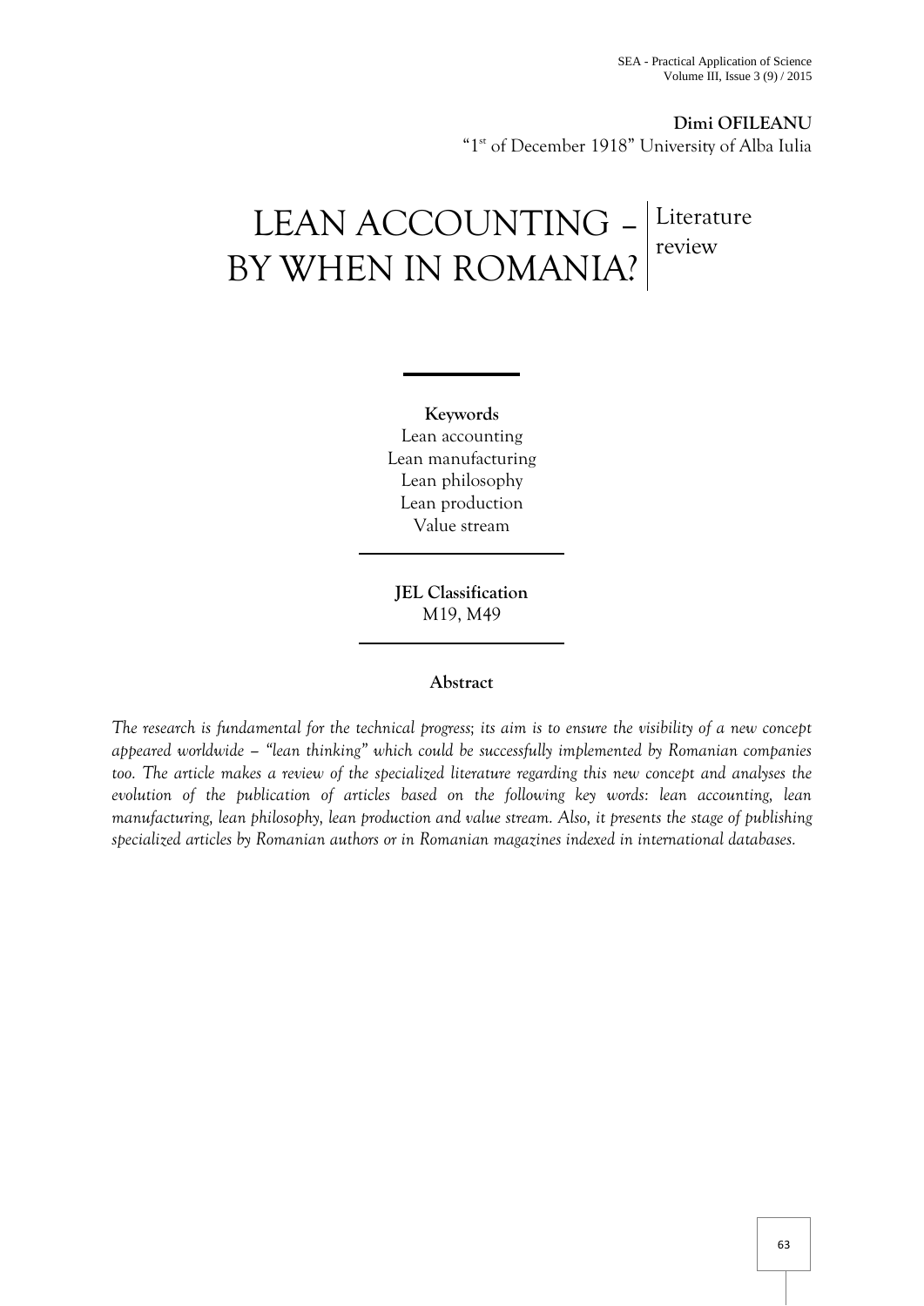**Dimi OFILEANU**
"1st of December 1918" University of Alba Iulia

# LEAN ACCOUNTING – BY WHEN IN ROMANIA?

Literature review

**Keywords**
Lean accounting
Lean manufacturing
Lean philosophy
Lean production
Value stream

**JEL Classification**
M19, M49

**Abstract**

*The research is fundamental for the technical progress; its aim is to ensure the visibility of a new concept appeared worldwide – "lean thinking" which could be successfully implemented by Romanian companies too. The article makes a review of the specialized literature regarding this new concept and analyses the evolution of the publication of articles based on the following key words: lean accounting, lean manufacturing, lean philosophy, lean production and value stream. Also, it presents the stage of publishing specialized articles by Romanian authors or in Romanian magazines indexed in international databases.*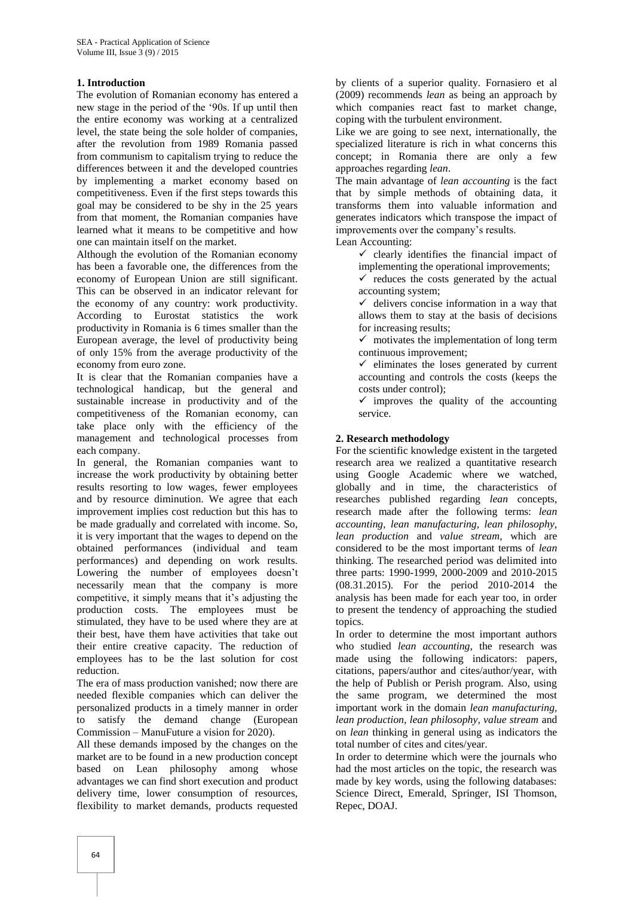## 1. Introduction

The evolution of Romanian economy has entered a new stage in the period of the '90s. If up until then the entire economy was working at a centralized level, the state being the sole holder of companies, after the revolution from 1989 Romania passed from communism to capitalism trying to reduce the differences between it and the developed countries by implementing a market economy based on competitiveness. Even if the first steps towards this goal may be considered to be shy in the 25 years from that moment, the Romanian companies have learned what it means to be competitive and how one can maintain itself on the market.

Although the evolution of the Romanian economy has been a favorable one, the differences from the economy of European Union are still significant. This can be observed in an indicator relevant for the economy of any country: work productivity. According to Eurostat statistics the work productivity in Romania is 6 times smaller than the European average, the level of productivity being of only 15% from the average productivity of the economy from euro zone.

It is clear that the Romanian companies have a technological handicap, but the general and sustainable increase in productivity and of the competitiveness of the Romanian economy, can take place only with the efficiency of the management and technological processes from each company.

In general, the Romanian companies want to increase the work productivity by obtaining better results resorting to low wages, fewer employees and by resource diminution. We agree that each improvement implies cost reduction but this has to be made gradually and correlated with income. So, it is very important that the wages to depend on the obtained performances (individual and team performances) and depending on work results. Lowering the number of employees doesn't necessarily mean that the company is more competitive, it simply means that it's adjusting the production costs. The employees must be stimulated, they have to be used where they are at their best, have them have activities that take out their entire creative capacity. The reduction of employees has to be the last solution for cost reduction.

The era of mass production vanished; now there are needed flexible companies which can deliver the personalized products in a timely manner in order to satisfy the demand change (European Commission – ManuFuture a vision for 2020).

All these demands imposed by the changes on the market are to be found in a new production concept based on Lean philosophy among whose advantages we can find short execution and product delivery time, lower consumption of resources, flexibility to market demands, products requested by clients of a superior quality. Fornasiero et al (2009) recommends *lean* as being an approach by which companies react fast to market change, coping with the turbulent environment.

Like we are going to see next, internationally, the specialized literature is rich in what concerns this concept; in Romania there are only a few approaches regarding *lean*.

The main advantage of *lean accounting* is the fact that by simple methods of obtaining data, it transforms them into valuable information and generates indicators which transpose the impact of improvements over the company's results.

Lean Accounting:

- ✓ clearly identifies the financial impact of implementing the operational improvements;
- ✓ reduces the costs generated by the actual accounting system;
- ✓ delivers concise information in a way that allows them to stay at the basis of decisions for increasing results;
- ✓ motivates the implementation of long term continuous improvement;
- ✓ eliminates the loses generated by current accounting and controls the costs (keeps the costs under control);
- ✓ improves the quality of the accounting service.

## 2. Research methodology

For the scientific knowledge existent in the targeted research area we realized a quantitative research using Google Academic where we watched, globally and in time, the characteristics of researches published regarding *lean* concepts, research made after the following terms: *lean accounting, lean manufacturing, lean philosophy, lean production* and *value stream*, which are considered to be the most important terms of *lean* thinking. The researched period was delimited into three parts: 1990-1999, 2000-2009 and 2010-2015 (08.31.2015). For the period 2010-2014 the analysis has been made for each year too, in order to present the tendency of approaching the studied topics.

In order to determine the most important authors who studied *lean accounting*, the research was made using the following indicators: papers, citations, papers/author and cites/author/year, with the help of Publish or Perish program. Also, using the same program, we determined the most important work in the domain *lean manufacturing, lean production, lean philosophy, value stream* and on *lean* thinking in general using as indicators the total number of cites and cites/year.

In order to determine which were the journals who had the most articles on the topic, the research was made by key words, using the following databases: Science Direct, Emerald, Springer, ISI Thomson, Repec, DOAJ.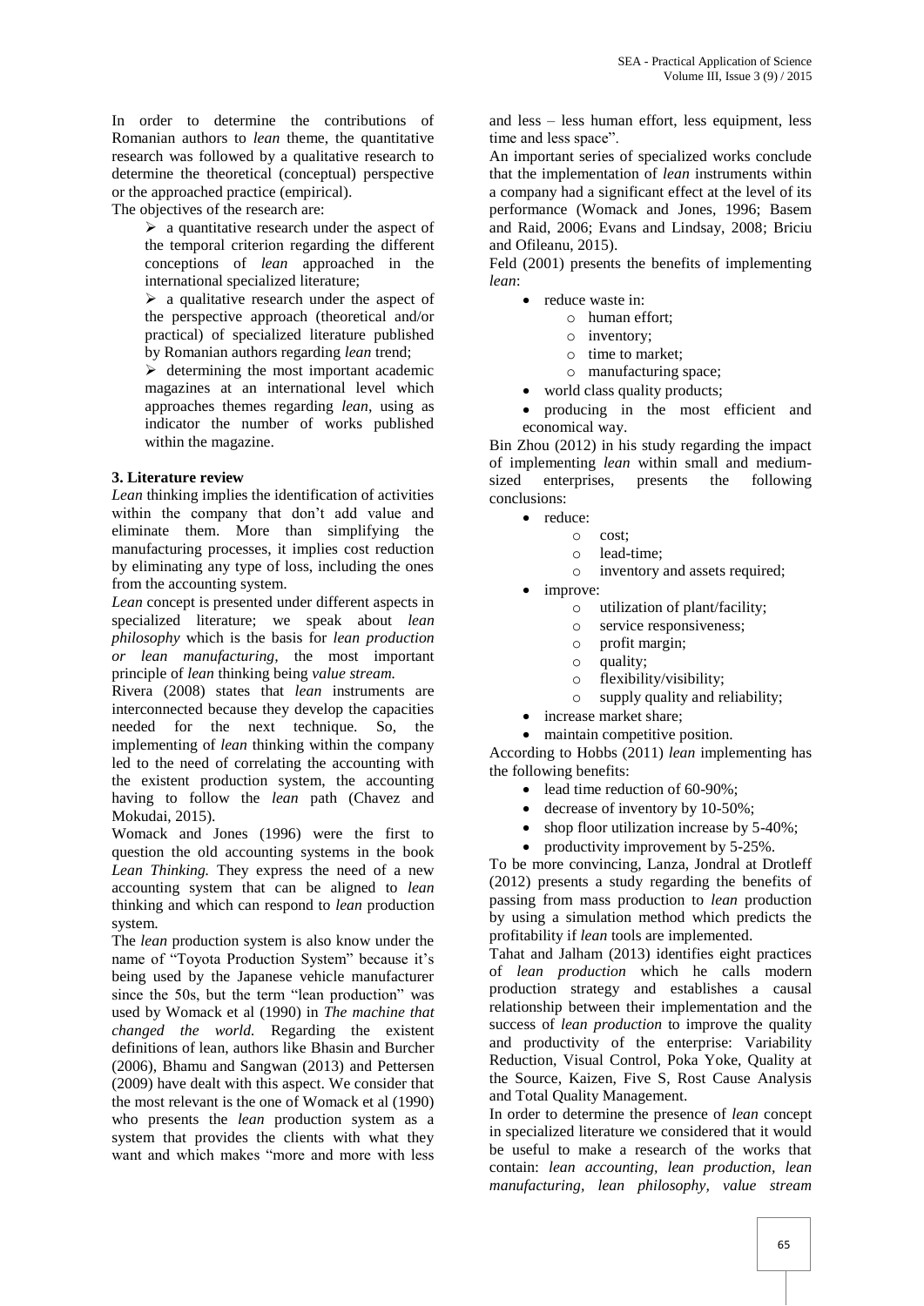In order to determine the contributions of Romanian authors to *lean* theme, the quantitative research was followed by a qualitative research to determine the theoretical (conceptual) perspective or the approached practice (empirical).

The objectives of the research are:

- a quantitative research under the aspect of the temporal criterion regarding the different conceptions of *lean* approached in the international specialized literature;
- a qualitative research under the aspect of the perspective approach (theoretical and/or practical) of specialized literature published by Romanian authors regarding *lean* trend;
- determining the most important academic magazines at an international level which approaches themes regarding *lean*, using as indicator the number of works published within the magazine.

### 3. Literature review

*Lean* thinking implies the identification of activities within the company that don't add value and eliminate them. More than simplifying the manufacturing processes, it implies cost reduction by eliminating any type of loss, including the ones from the accounting system.

*Lean* concept is presented under different aspects in specialized literature; we speak about *lean philosophy* which is the basis for *lean production or lean manufacturing*, the most important principle of *lean* thinking being *value stream.*

Rivera (2008) states that *lean* instruments are interconnected because they develop the capacities needed for the next technique. So, the implementing of *lean* thinking within the company led to the need of correlating the accounting with the existent production system, the accounting having to follow the *lean* path (Chavez and Mokudai, 2015).

Womack and Jones (1996) were the first to question the old accounting systems in the book *Lean Thinking.* They express the need of a new accounting system that can be aligned to *lean* thinking and which can respond to *lean* production system.

The *lean* production system is also know under the name of "Toyota Production System" because it's being used by the Japanese vehicle manufacturer since the 50s, but the term "lean production" was used by Womack et al (1990) in *The machine that changed the world.* Regarding the existent definitions of lean, authors like Bhasin and Burcher (2006), Bhamu and Sangwan (2013) and Pettersen (2009) have dealt with this aspect. We consider that the most relevant is the one of Womack et al (1990) who presents the *lean* production system as a system that provides the clients with what they want and which makes "more and more with less and less – less human effort, less equipment, less time and less space".

An important series of specialized works conclude that the implementation of *lean* instruments within a company had a significant effect at the level of its performance (Womack and Jones, 1996; Basem and Raid, 2006; Evans and Lindsay, 2008; Briciu and Ofileanu, 2015).

Feld (2001) presents the benefits of implementing *lean*:

- reduce waste in:
  - human effort;
  - inventory;
  - time to market;
  - manufacturing space;
- world class quality products;
- producing in the most efficient and economical way.

Bin Zhou (2012) in his study regarding the impact of implementing *lean* within small and medium-sized enterprises, presents the following conclusions:

- reduce:
  - cost;
  - lead-time;
  - inventory and assets required;
- improve:
  - utilization of plant/facility;
  - service responsiveness;
  - profit margin;
  - quality;
  - flexibility/visibility;
  - supply quality and reliability;
- increase market share;
- maintain competitive position.

According to Hobbs (2011) *lean* implementing has the following benefits:

- lead time reduction of 60-90%;
- decrease of inventory by 10-50%;
- shop floor utilization increase by 5-40%;
- productivity improvement by 5-25%.

To be more convincing, Lanza, Jondral at Drotleff (2012) presents a study regarding the benefits of passing from mass production to *lean* production by using a simulation method which predicts the profitability if *lean* tools are implemented.

Tahat and Jalham (2013) identifies eight practices of *lean production* which he calls modern production strategy and establishes a causal relationship between their implementation and the success of *lean production* to improve the quality and productivity of the enterprise: Variability Reduction, Visual Control, Poka Yoke, Quality at the Source, Kaizen, Five S, Rost Cause Analysis and Total Quality Management.

In order to determine the presence of *lean* concept in specialized literature we considered that it would be useful to make a research of the works that contain: *lean accounting*, *lean production*, *lean manufacturing*, *lean philosophy*, *value stream*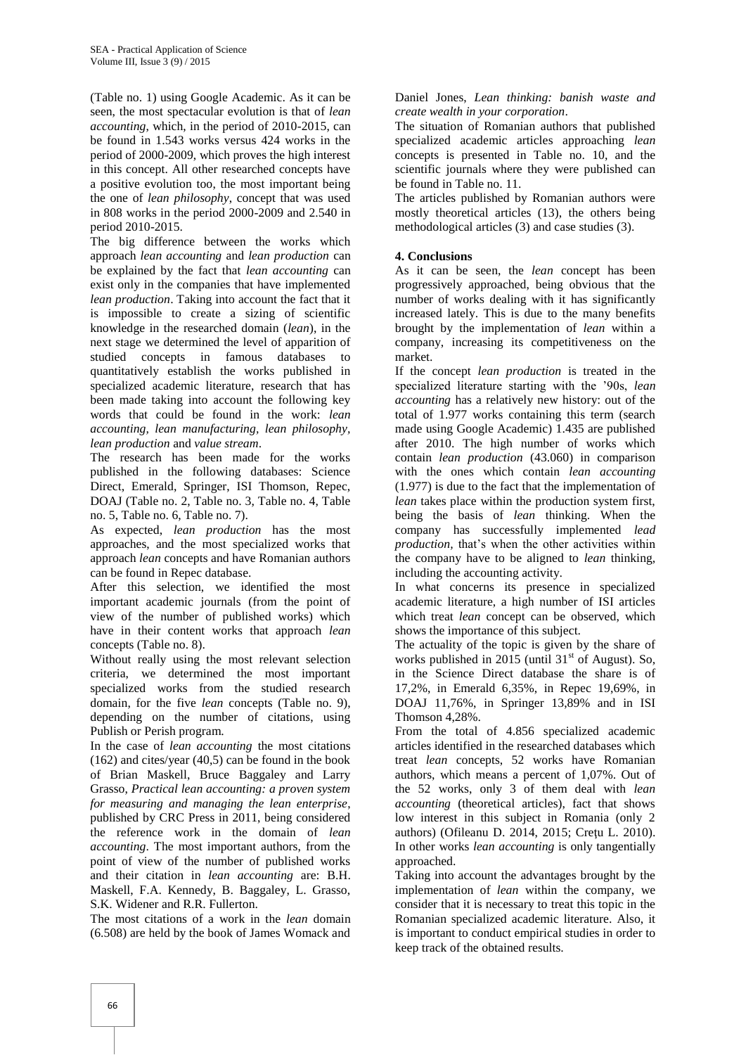(Table no. 1) using Google Academic. As it can be seen, the most spectacular evolution is that of *lean accounting*, which, in the period of 2010-2015, can be found in 1.543 works versus 424 works in the period of 2000-2009, which proves the high interest in this concept. All other researched concepts have a positive evolution too, the most important being the one of *lean philosophy*, concept that was used in 808 works in the period 2000-2009 and 2.540 in period 2010-2015.

The big difference between the works which approach *lean accounting* and *lean production* can be explained by the fact that *lean accounting* can exist only in the companies that have implemented *lean production*. Taking into account the fact that it is impossible to create a sizing of scientific knowledge in the researched domain (*lean*), in the next stage we determined the level of apparition of studied concepts in famous databases to quantitatively establish the works published in specialized academic literature, research that has been made taking into account the following key words that could be found in the work: *lean accounting*, *lean manufacturing*, *lean philosophy*, *lean production* and *value stream*.

The research has been made for the works published in the following databases: Science Direct, Emerald, Springer, ISI Thomson, Repec, DOAJ (Table no. 2, Table no. 3, Table no. 4, Table no. 5, Table no. 6, Table no. 7).

As expected, *lean production* has the most approaches, and the most specialized works that approach *lean* concepts and have Romanian authors can be found in Repec database.

After this selection, we identified the most important academic journals (from the point of view of the number of published works) which have in their content works that approach *lean* concepts (Table no. 8).

Without really using the most relevant selection criteria, we determined the most important specialized works from the studied research domain, for the five *lean* concepts (Table no. 9), depending on the number of citations, using Publish or Perish program.

In the case of *lean accounting* the most citations (162) and cites/year (40,5) can be found in the book of Brian Maskell, Bruce Baggaley and Larry Grasso, *Practical lean accounting: a proven system for measuring and managing the lean enterprise*, published by CRC Press in 2011, being considered the reference work in the domain of *lean accounting*. The most important authors, from the point of view of the number of published works and their citation in *lean accounting* are: B.H. Maskell, F.A. Kennedy, B. Baggaley, L. Grasso, S.K. Widener and R.R. Fullerton.

The most citations of a work in the *lean* domain (6.508) are held by the book of James Womack and Daniel Jones, *Lean thinking: banish waste and create wealth in your corporation*.

The situation of Romanian authors that published specialized academic articles approaching *lean* concepts is presented in Table no. 10, and the scientific journals where they were published can be found in Table no. 11.

The articles published by Romanian authors were mostly theoretical articles (13), the others being methodological articles (3) and case studies (3).

## 4. Conclusions

As it can be seen, the *lean* concept has been progressively approached, being obvious that the number of works dealing with it has significantly increased lately. This is due to the many benefits brought by the implementation of *lean* within a company, increasing its competitiveness on the market.

If the concept *lean production* is treated in the specialized literature starting with the '90s, *lean accounting* has a relatively new history: out of the total of 1.977 works containing this term (search made using Google Academic) 1.435 are published after 2010. The high number of works which contain *lean production* (43.060) in comparison with the ones which contain *lean accounting* (1.977) is due to the fact that the implementation of *lean* takes place within the production system first, being the basis of *lean* thinking. When the company has successfully implemented *lead production*, that's when the other activities within the company have to be aligned to *lean* thinking, including the accounting activity.

In what concerns its presence in specialized academic literature, a high number of ISI articles which treat *lean* concept can be observed, which shows the importance of this subject.

The actuality of the topic is given by the share of works published in 2015 (until 31st of August). So, in the Science Direct database the share is of 17,2%, in Emerald 6,35%, in Repec 19,69%, in DOAJ 11,76%, in Springer 13,89% and in ISI Thomson 4,28%.

From the total of 4.856 specialized academic articles identified in the researched databases which treat *lean* concepts, 52 works have Romanian authors, which means a percent of 1,07%. Out of the 52 works, only 3 of them deal with *lean accounting* (theoretical articles), fact that shows low interest in this subject in Romania (only 2 authors) (Ofileanu D. 2014, 2015; Crețu L. 2010). In other works *lean accounting* is only tangentially approached.

Taking into account the advantages brought by the implementation of *lean* within the company, we consider that it is necessary to treat this topic in the Romanian specialized academic literature. Also, it is important to conduct empirical studies in order to keep track of the obtained results.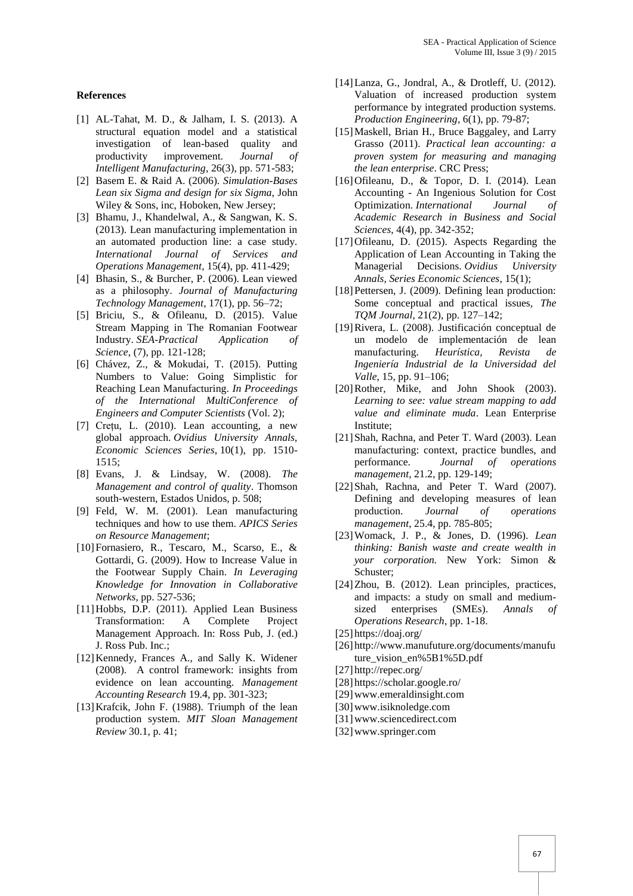## References

[1] AL-Tahat, M. D., & Jalham, I. S. (2013). A structural equation model and a statistical investigation of lean-based quality and productivity improvement. *Journal of Intelligent Manufacturing*, 26(3), pp. 571-583;

[2] Basem E. & Raid A. (2006). *Simulation-Bases Lean six Sigma and design for six Sigma*, John Wiley & Sons, inc, Hoboken, New Jersey;

[3] Bhamu, J., Khandelwal, A., & Sangwan, K. S. (2013). Lean manufacturing implementation in an automated production line: a case study. *International Journal of Services and Operations Management*, 15(4), pp. 411-429;

[4] Bhasin, S., & Burcher, P. (2006). Lean viewed as a philosophy. *Journal of Manufacturing Technology Management*, 17(1), pp. 56–72;

[5] Briciu, S., & Ofileanu, D. (2015). Value Stream Mapping in The Romanian Footwear Industry. *SEA-Practical Application of Science*, (7), pp. 121-128;

[6] Chávez, Z., & Mokudai, T. (2015). Putting Numbers to Value: Going Simplistic for Reaching Lean Manufacturing. *In Proceedings of the International MultiConference of Engineers and Computer Scientists* (Vol. 2);

[7] Crețu, L. (2010). Lean accounting, a new global approach. *Ovidius University Annals, Economic Sciences Series*, 10(1), pp. 1510-1515;

[8] Evans, J. & Lindsay, W. (2008). *The Management and control of quality*. Thomson south-western, Estados Unidos, p. 508;

[9] Feld, W. M. (2001). Lean manufacturing techniques and how to use them. *APICS Series on Resource Management*;

[10] Fornasiero, R., Tescaro, M., Scarso, E., & Gottardi, G. (2009). How to Increase Value in the Footwear Supply Chain. *In Leveraging Knowledge for Innovation in Collaborative Networks*, pp. 527-536;

[11] Hobbs, D.P. (2011). Applied Lean Business Transformation: A Complete Project Management Approach. In: Ross Pub, J. (ed.) J. Ross Pub. Inc.;

[12] Kennedy, Frances A., and Sally K. Widener (2008). A control framework: insights from evidence on lean accounting. *Management Accounting Research* 19.4, pp. 301-323;

[13] Krafcik, John F. (1988). Triumph of the lean production system. *MIT Sloan Management Review* 30.1, p. 41;

[14] Lanza, G., Jondral, A., & Drotleff, U. (2012). Valuation of increased production system performance by integrated production systems. *Production Engineering*, 6(1), pp. 79-87;

[15] Maskell, Brian H., Bruce Baggaley, and Larry Grasso (2011). *Practical lean accounting: a proven system for measuring and managing the lean enterprise*. CRC Press;

[16] Ofileanu, D., & Topor, D. I. (2014). Lean Accounting - An Ingenious Solution for Cost Optimization. *International Journal of Academic Research in Business and Social Sciences*, 4(4), pp. 342-352;

[17] Ofileanu, D. (2015). Aspects Regarding the Application of Lean Accounting in Taking the Managerial Decisions. *Ovidius University Annals, Series Economic Sciences*, 15(1);

[18] Pettersen, J. (2009). Defining lean production: Some conceptual and practical issues, *The TQM Journal*, 21(2), pp. 127–142;

[19] Rivera, L. (2008). Justificación conceptual de un modelo de implementación de lean manufacturing. *Heurística, Revista de Ingeniería Industrial de la Universidad del Valle*, 15, pp. 91–106;

[20] Rother, Mike, and John Shook (2003). *Learning to see: value stream mapping to add value and eliminate muda*. Lean Enterprise Institute;

[21] Shah, Rachna, and Peter T. Ward (2003). Lean manufacturing: context, practice bundles, and performance. *Journal of operations management*, 21.2, pp. 129-149;

[22] Shah, Rachna, and Peter T. Ward (2007). Defining and developing measures of lean production. *Journal of operations management*, 25.4, pp. 785-805;

[23] Womack, J. P., & Jones, D. (1996). *Lean thinking: Banish waste and create wealth in your corporation.* New York: Simon & Schuster;

[24] Zhou, B. (2012). Lean principles, practices, and impacts: a study on small and medium-sized enterprises (SMEs). *Annals of Operations Research*, pp. 1-18.

[25] https://doaj.org/

[26] http://www.manufuture.org/documents/manufuture_vision_en%5B1%5D.pdf

[27] http://repec.org/

[28] https://scholar.google.ro/

[29] www.emeraldinsight.com

[30] www.isiknoledge.com

[31] www.sciencedirect.com

[32] www.springer.com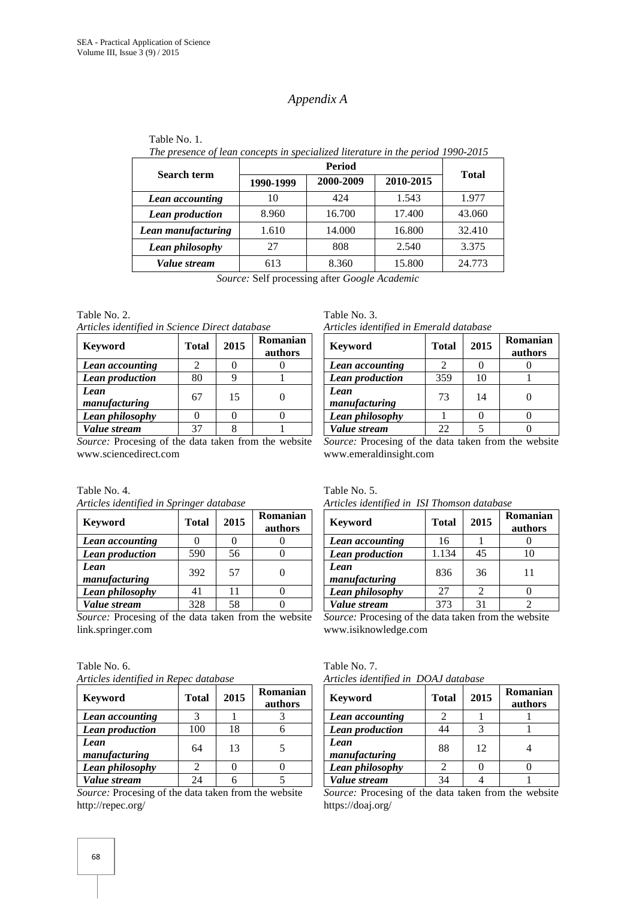# *Appendix A*

Table No. 1.
*The presence of lean concepts in specialized literature in the period 1990-2015*

| Search term | Period | | | Total |
|---|---|---|---|---|
| | 1990-1999 | 2000-2009 | 2010-2015 | |
| ***Lean accounting*** | 10 | 424 | 1.543 | 1.977 |
| ***Lean production*** | 8.960 | 16.700 | 17.400 | 43.060 |
| ***Lean manufacturing*** | 1.610 | 14.000 | 16.800 | 32.410 |
| ***Lean philosophy*** | 27 | 808 | 2.540 | 3.375 |
| ***Value stream*** | 613 | 8.360 | 15.800 | 24.773 |

*Source:* Self processing after *Google Academic*

Table No. 2.
*Articles identified in Science Direct database*

| Keyword | Total | 2015 | Romanian authors |
|---|---|---|---|
| ***Lean accounting*** | 2 | 0 | 0 |
| ***Lean production*** | 80 | 9 | 1 |
| ***Lean manufacturing*** | 67 | 15 | 0 |
| ***Lean philosophy*** | 0 | 0 | 0 |
| ***Value stream*** | 37 | 8 | 1 |

*Source:* Procesing of the data taken from the website www.sciencedirect.com

Table No. 3.
*Articles identified in Emerald database*

| Keyword | Total | 2015 | Romanian authors |
|---|---|---|---|
| ***Lean accounting*** | 2 | 0 | 0 |
| ***Lean production*** | 359 | 10 | 1 |
| ***Lean manufacturing*** | 73 | 14 | 0 |
| ***Lean philosophy*** | 1 | 0 | 0 |
| ***Value stream*** | 22 | 5 | 0 |

*Source:* Procesing of the data taken from the website www.emeraldinsight.com

Table No. 4.
*Articles identified in Springer database*

| Keyword | Total | 2015 | Romanian authors |
|---|---|---|---|
| ***Lean accounting*** | 0 | 0 | 0 |
| ***Lean production*** | 590 | 56 | 0 |
| ***Lean manufacturing*** | 392 | 57 | 0 |
| ***Lean philosophy*** | 41 | 11 | 0 |
| ***Value stream*** | 328 | 58 | 0 |

*Source:* Procesing of the data taken from the website link.springer.com

Table No. 5.
*Articles identified in ISI Thomson database*

| Keyword | Total | 2015 | Romanian authors |
|---|---|---|---|
| ***Lean accounting*** | 16 | 1 | 0 |
| ***Lean production*** | 1.134 | 45 | 10 |
| ***Lean manufacturing*** | 836 | 36 | 11 |
| ***Lean philosophy*** | 27 | 2 | 0 |
| ***Value stream*** | 373 | 31 | 2 |

*Source:* Procesing of the data taken from the website www.isiknowledge.com

Table No. 6.
*Articles identified in Repec database*

| Keyword | Total | 2015 | Romanian authors |
|---|---|---|---|
| ***Lean accounting*** | 3 | 1 | 3 |
| ***Lean production*** | 100 | 18 | 6 |
| ***Lean manufacturing*** | 64 | 13 | 5 |
| ***Lean philosophy*** | 2 | 0 | 0 |
| ***Value stream*** | 24 | 6 | 5 |

*Source:* Procesing of the data taken from the website http://repec.org/

Table No. 7.
*Articles identified in DOAJ database*

| Keyword | Total | 2015 | Romanian authors |
|---|---|---|---|
| ***Lean accounting*** | 2 | 1 | 1 |
| ***Lean production*** | 44 | 3 | 1 |
| ***Lean manufacturing*** | 88 | 12 | 4 |
| ***Lean philosophy*** | 2 | 0 | 0 |
| ***Value stream*** | 34 | 4 | 1 |

*Source:* Procesing of the data taken from the website https://doaj.org/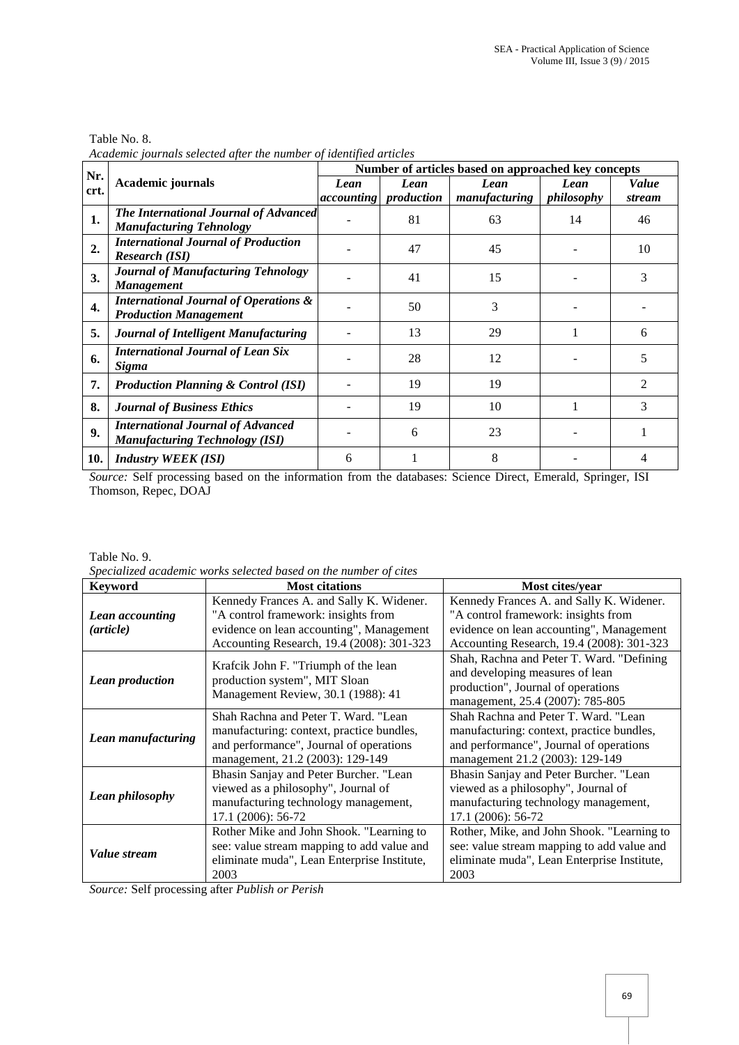Table No. 8.
*Academic journals selected after the number of identified articles*

| Nr. crt. | Academic journals | Number of articles based on approached key concepts | | | | |
|---|---|---|---|---|---|---|
| | | *Lean accounting* | *Lean production* | *Lean manufacturing* | *Lean philosophy* | *Value stream* |
| **1.** | ***The International Journal of Advanced Manufacturing Tehnology*** | - | 81 | 63 | 14 | 46 |
| **2.** | ***International Journal of Production Research (ISI)*** | - | 47 | 45 | - | 10 |
| **3.** | ***Journal of Manufacturing Tehnology Management*** | - | 41 | 15 | - | 3 |
| **4.** | ***International Journal of Operations & Production Management*** | - | 50 | 3 | - | - |
| **5.** | ***Journal of Intelligent Manufacturing*** | - | 13 | 29 | 1 | 6 |
| **6.** | ***International Journal of Lean Six Sigma*** | - | 28 | 12 | - | 5 |
| **7.** | ***Production Planning & Control (ISI)*** | - | 19 | 19 | | 2 |
| **8.** | ***Journal of Business Ethics*** | - | 19 | 10 | 1 | 3 |
| **9.** | ***International Journal of Advanced Manufacturing Technology (ISI)*** | - | 6 | 23 | - | 1 |
| **10.** | ***Industry WEEK (ISI)*** | 6 | 1 | 8 | - | 4 |

*Source:* Self processing based on the information from the databases: Science Direct, Emerald, Springer, ISI Thomson, Repec, DOAJ

Table No. 9.
*Specialized academic works selected based on the number of cites*

| Keyword | Most citations | Most cites/year |
|---|---|---|
| ***Lean accounting (article)*** | Kennedy Frances A. and Sally K. Widener. "A control framework: insights from evidence on lean accounting", Management Accounting Research, 19.4 (2008): 301-323 | Kennedy Frances A. and Sally K. Widener. "A control framework: insights from evidence on lean accounting", Management Accounting Research, 19.4 (2008): 301-323 |
| ***Lean production*** | Krafcik John F. "Triumph of the lean production system", MIT Sloan Management Review, 30.1 (1988): 41 | Shah, Rachna and Peter T. Ward. "Defining and developing measures of lean production", Journal of operations management, 25.4 (2007): 785-805 |
| ***Lean manufacturing*** | Shah Rachna and Peter T. Ward. "Lean manufacturing: context, practice bundles, and performance", Journal of operations management 21.2 (2003): 129-149 | Shah Rachna and Peter T. Ward. "Lean manufacturing: context, practice bundles, and performance", Journal of operations management 21.2 (2003): 129-149 |
| ***Lean philosophy*** | Bhasin Sanjay and Peter Burcher. "Lean viewed as a philosophy", Journal of manufacturing technology management, 17.1 (2006): 56-72 | Bhasin Sanjay and Peter Burcher. "Lean viewed as a philosophy", Journal of manufacturing technology management, 17.1 (2006): 56-72 |
| ***Value stream*** | Rother Mike and John Shook. "Learning to see: value stream mapping to add value and eliminate muda", Lean Enterprise Institute, 2003 | Rother, Mike, and John Shook. "Learning to see: value stream mapping to add value and eliminate muda", Lean Enterprise Institute, 2003 |

*Source:* Self processing after *Publish or Perish*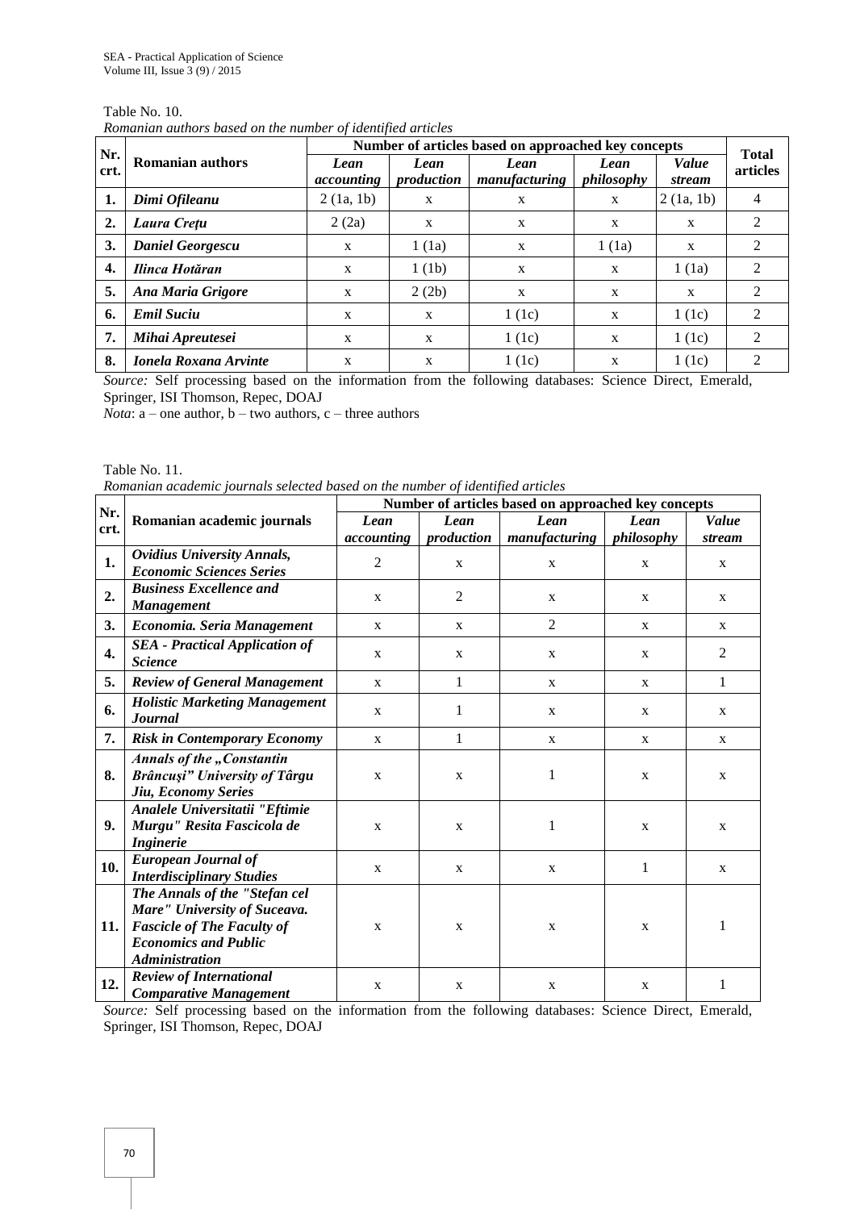Table No. 10.

*Romanian authors based on the number of identified articles*

| Nr. crt. | Romanian authors | Number of articles based on approached key concepts | | | | | Total articles |
|---|---|---|---|---|---|---|---|
| | | *Lean accounting* | *Lean production* | *Lean manufacturing* | *Lean philosophy* | *Value stream* | |
| **1.** | ***Dimi Ofileanu*** | 2 (1a, 1b) | x | x | x | 2 (1a, 1b) | 4 |
| **2.** | ***Laura Crețu*** | 2 (2a) | x | x | x | x | 2 |
| **3.** | ***Daniel Georgescu*** | x | 1 (1a) | x | 1 (1a) | x | 2 |
| **4.** | ***Ilinca Hotăran*** | x | 1 (1b) | x | x | 1 (1a) | 2 |
| **5.** | ***Ana Maria Grigore*** | x | 2 (2b) | x | x | x | 2 |
| **6.** | ***Emil Suciu*** | x | x | 1 (1c) | x | 1 (1c) | 2 |
| **7.** | ***Mihai Apreutesei*** | x | x | 1 (1c) | x | 1 (1c) | 2 |
| **8.** | ***Ionela Roxana Arvinte*** | x | x | 1 (1c) | x | 1 (1c) | 2 |

*Source:* Self processing based on the information from the following databases: Science Direct, Emerald, Springer, ISI Thomson, Repec, DOAJ

*Nota*: a – one author, b – two authors, c – three authors

Table No. 11.

*Romanian academic journals selected based on the number of identified articles*

| Nr. crt. | Romanian academic journals | Number of articles based on approached key concepts | | | | |
|---|---|---|---|---|---|---|
| | | *Lean accounting* | *Lean production* | *Lean manufacturing* | *Lean philosophy* | *Value stream* |
| **1.** | ***Ovidius University Annals, Economic Sciences Series*** | 2 | x | x | x | x |
| **2.** | ***Business Excellence and Management*** | x | 2 | x | x | x |
| **3.** | ***Economia. Seria Management*** | x | x | 2 | x | x |
| **4.** | ***SEA - Practical Application of Science*** | x | x | x | x | 2 |
| **5.** | ***Review of General Management*** | x | 1 | x | x | 1 |
| **6.** | ***Holistic Marketing Management Journal*** | x | 1 | x | x | x |
| **7.** | ***Risk in Contemporary Economy*** | x | 1 | x | x | x |
| **8.** | ***Annals of the „Constantin Brâncuşi” University of Târgu Jiu, Economy Series*** | x | x | 1 | x | x |
| **9.** | ***Analele Universitatii "Eftimie Murgu" Resita Fascicola de Inginerie*** | x | x | 1 | x | x |
| **10.** | ***European Journal of Interdisciplinary Studies*** | x | x | x | 1 | x |
| **11.** | ***The Annals of the "Stefan cel Mare" University of Suceava. Fascicle of The Faculty of Economics and Public Administration*** | x | x | x | x | 1 |
| **12.** | ***Review of International Comparative Management*** | x | x | x | x | 1 |

*Source:* Self processing based on the information from the following databases: Science Direct, Emerald, Springer, ISI Thomson, Repec, DOAJ